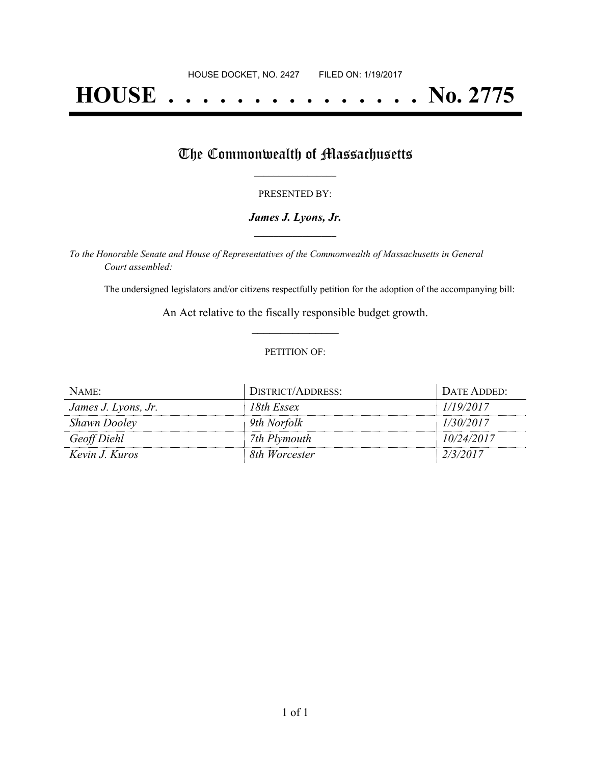HOUSE DOCKET, NO. 2427 FILED ON: 1/19/2017

# HOUSE . . . . . . . . . . . . . . . No. 2775

## The Commonwealth of Massachusetts

PRESENTED BY:

***James J. Lyons, Jr.***

*To the Honorable Senate and House of Representatives of the Commonwealth of Massachusetts in General Court assembled:*

The undersigned legislators and/or citizens respectfully petition for the adoption of the accompanying bill:

An Act relative to the fiscally responsible budget growth.

PETITION OF:

| NAME: | DISTRICT/ADDRESS: | DATE ADDED: |
| --- | --- | --- |
| *James J. Lyons, Jr.* | *18th Essex* | *1/19/2017* |
| *Shawn Dooley* | *9th Norfolk* | *1/30/2017* |
| *Geoff Diehl* | *7th Plymouth* | *10/24/2017* |
| *Kevin J. Kuros* | *8th Worcester* | *2/3/2017* |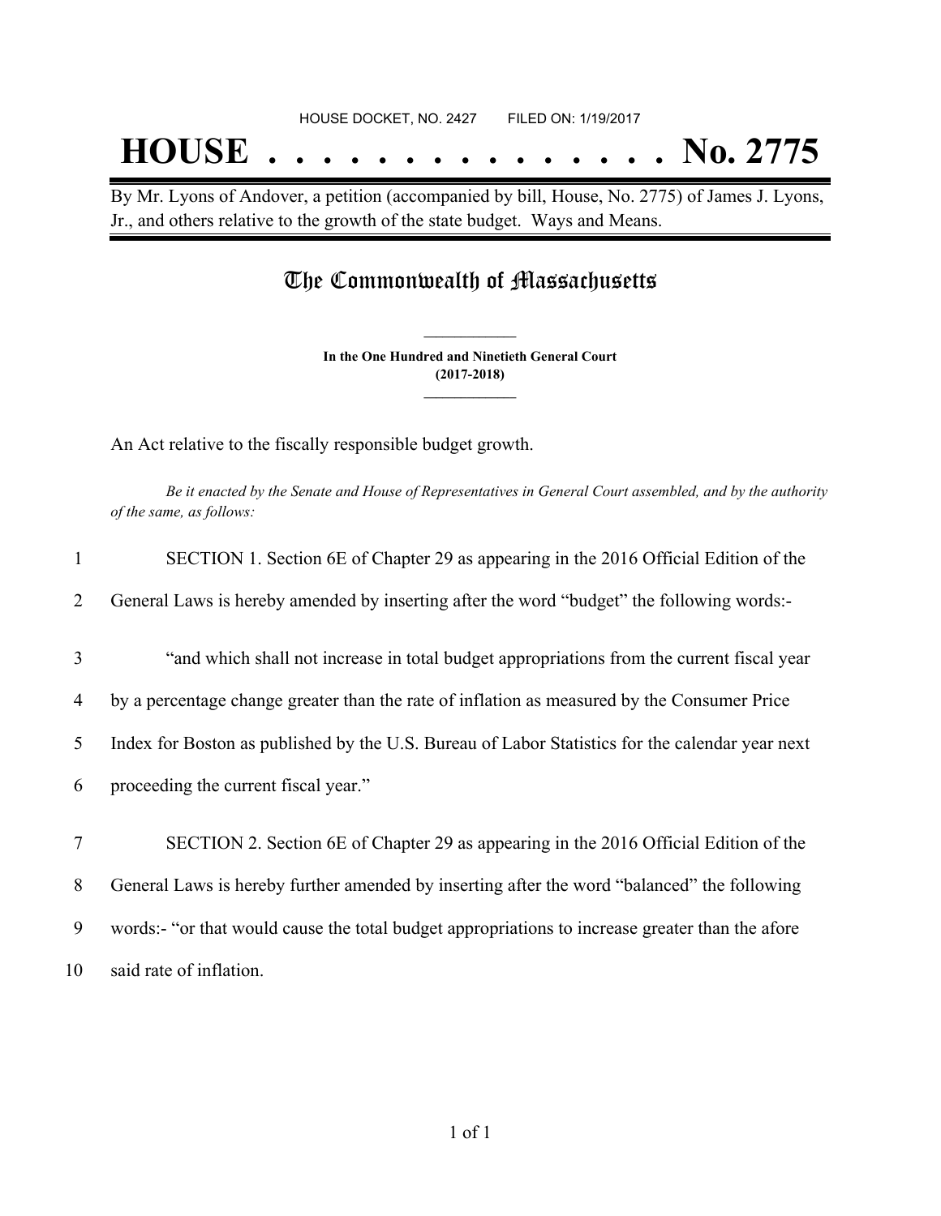HOUSE DOCKET, NO. 2427 FILED ON: 1/19/2017

# HOUSE . . . . . . . . . . . . . . . No. 2775

By Mr. Lyons of Andover, a petition (accompanied by bill, House, No. 2775) of James J. Lyons, Jr., and others relative to the growth of the state budget. Ways and Means.

## The Commonwealth of Massachusetts

**In the One Hundred and Ninetieth General Court**
**(2017-2018)**

An Act relative to the fiscally responsible budget growth.

*Be it enacted by the Senate and House of Representatives in General Court assembled, and by the authority of the same, as follows:*

1 SECTION 1. Section 6E of Chapter 29 as appearing in the 2016 Official Edition of the
2 General Laws is hereby amended by inserting after the word "budget" the following words:-
3 "and which shall not increase in total budget appropriations from the current fiscal year
4 by a percentage change greater than the rate of inflation as measured by the Consumer Price
5 Index for Boston as published by the U.S. Bureau of Labor Statistics for the calendar year next
6 proceeding the current fiscal year."

7 SECTION 2. Section 6E of Chapter 29 as appearing in the 2016 Official Edition of the
8 General Laws is hereby further amended by inserting after the word "balanced" the following
9 words:- "or that would cause the total budget appropriations to increase greater than the afore
10 said rate of inflation.